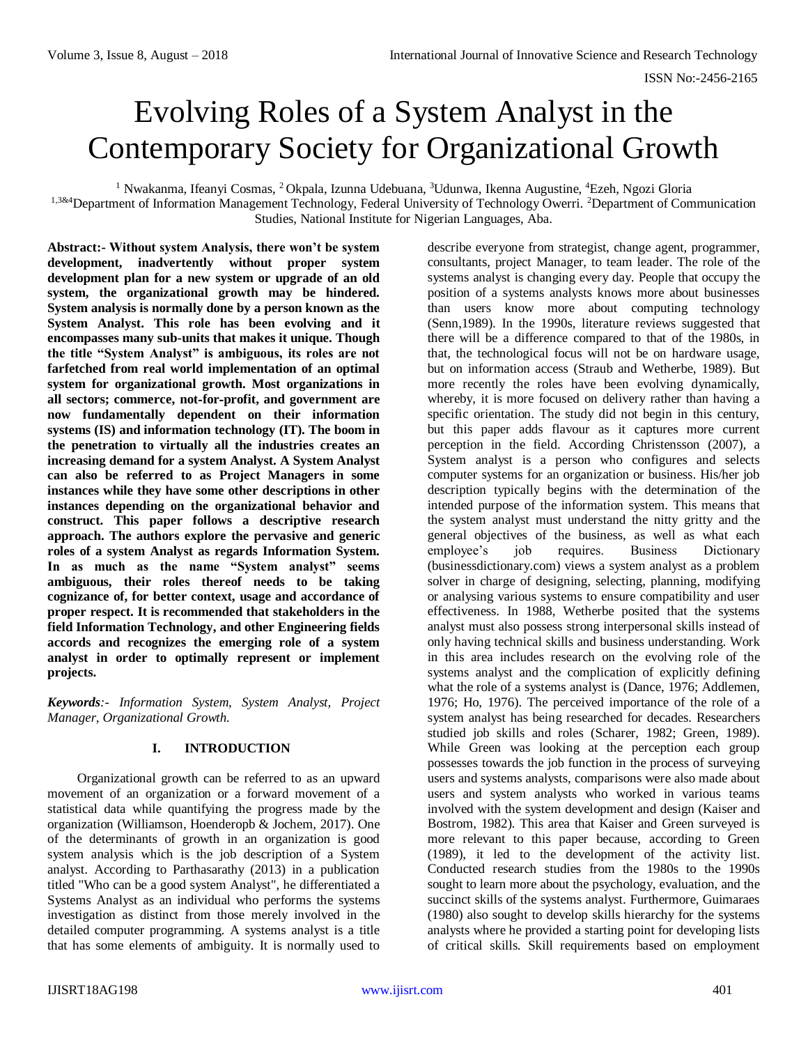# Evolving Roles of a System Analyst in the Contemporary Society for Organizational Growth

[1] Nwakanma, Ifeanyi Cosmas, [2] Okpala, Izunna Udebuana, [3]Udunwa, Ikenna Augustine, [4]Ezeh, Ngozi Gloria
[1,3&4]Department of Information Management Technology, Federal University of Technology Owerri. [2]Department of Communication Studies, National Institute for Nigerian Languages, Aba.

**Abstract:- Without system Analysis, there won't be system development, inadvertently without proper system development plan for a new system or upgrade of an old system, the organizational growth may be hindered. System analysis is normally done by a person known as the System Analyst. This role has been evolving and it encompasses many sub-units that makes it unique. Though the title "System Analyst" is ambiguous, its roles are not farfetched from real world implementation of an optimal system for organizational growth. Most organizations in all sectors; commerce, not-for-profit, and government are now fundamentally dependent on their information systems (IS) and information technology (IT). The boom in the penetration to virtually all the industries creates an increasing demand for a system Analyst. A System Analyst can also be referred to as Project Managers in some instances while they have some other descriptions in other instances depending on the organizational behavior and construct. This paper follows a descriptive research approach. The authors explore the pervasive and generic roles of a system Analyst as regards Information System. In as much as the name "System analyst" seems ambiguous, their roles thereof needs to be taking cognizance of, for better context, usage and accordance of proper respect. It is recommended that stakeholders in the field Information Technology, and other Engineering fields accords and recognizes the emerging role of a system analyst in order to optimally represent or implement projects.**

***Keywords**:- Information System, System Analyst, Project Manager, Organizational Growth.*

## I. INTRODUCTION

Organizational growth can be referred to as an upward movement of an organization or a forward movement of a statistical data while quantifying the progress made by the organization (Williamson, Hoenderopb & Jochem, 2017). One of the determinants of growth in an organization is good system analysis which is the job description of a System analyst. According to Parthasarathy (2013) in a publication titled "Who can be a good system Analyst", he differentiated a Systems Analyst as an individual who performs the systems investigation as distinct from those merely involved in the detailed computer programming. A systems analyst is a title that has some elements of ambiguity. It is normally used to describe everyone from strategist, change agent, programmer, consultants, project Manager, to team leader. The role of the systems analyst is changing every day. People that occupy the position of a systems analysts knows more about businesses than users know more about computing technology (Senn,1989). In the 1990s, literature reviews suggested that there will be a difference compared to that of the 1980s, in that, the technological focus will not be on hardware usage, but on information access (Straub and Wetherbe, 1989). But more recently the roles have been evolving dynamically, whereby, it is more focused on delivery rather than having a specific orientation. The study did not begin in this century, but this paper adds flavour as it captures more current perception in the field. According Christensson (2007), a System analyst is a person who configures and selects computer systems for an organization or business. His/her job description typically begins with the determination of the intended purpose of the information system. This means that the system analyst must understand the nitty gritty and the general objectives of the business, as well as what each employee's job requires. Business Dictionary (businessdictionary.com) views a system analyst as a problem solver in charge of designing, selecting, planning, modifying or analysing various systems to ensure compatibility and user effectiveness. In 1988, Wetherbe posited that the systems analyst must also possess strong interpersonal skills instead of only having technical skills and business understanding. Work in this area includes research on the evolving role of the systems analyst and the complication of explicitly defining what the role of a systems analyst is (Dance, 1976; Addlemen, 1976; Ho, 1976). The perceived importance of the role of a system analyst has being researched for decades. Researchers studied job skills and roles (Scharer, 1982; Green, 1989). While Green was looking at the perception each group possesses towards the job function in the process of surveying users and systems analysts, comparisons were also made about users and system analysts who worked in various teams involved with the system development and design (Kaiser and Bostrom, 1982). This area that Kaiser and Green surveyed is more relevant to this paper because, according to Green (1989), it led to the development of the activity list. Conducted research studies from the 1980s to the 1990s sought to learn more about the psychology, evaluation, and the succinct skills of the systems analyst. Furthermore, Guimaraes (1980) also sought to develop skills hierarchy for the systems analysts where he provided a starting point for developing lists of critical skills. Skill requirements based on employment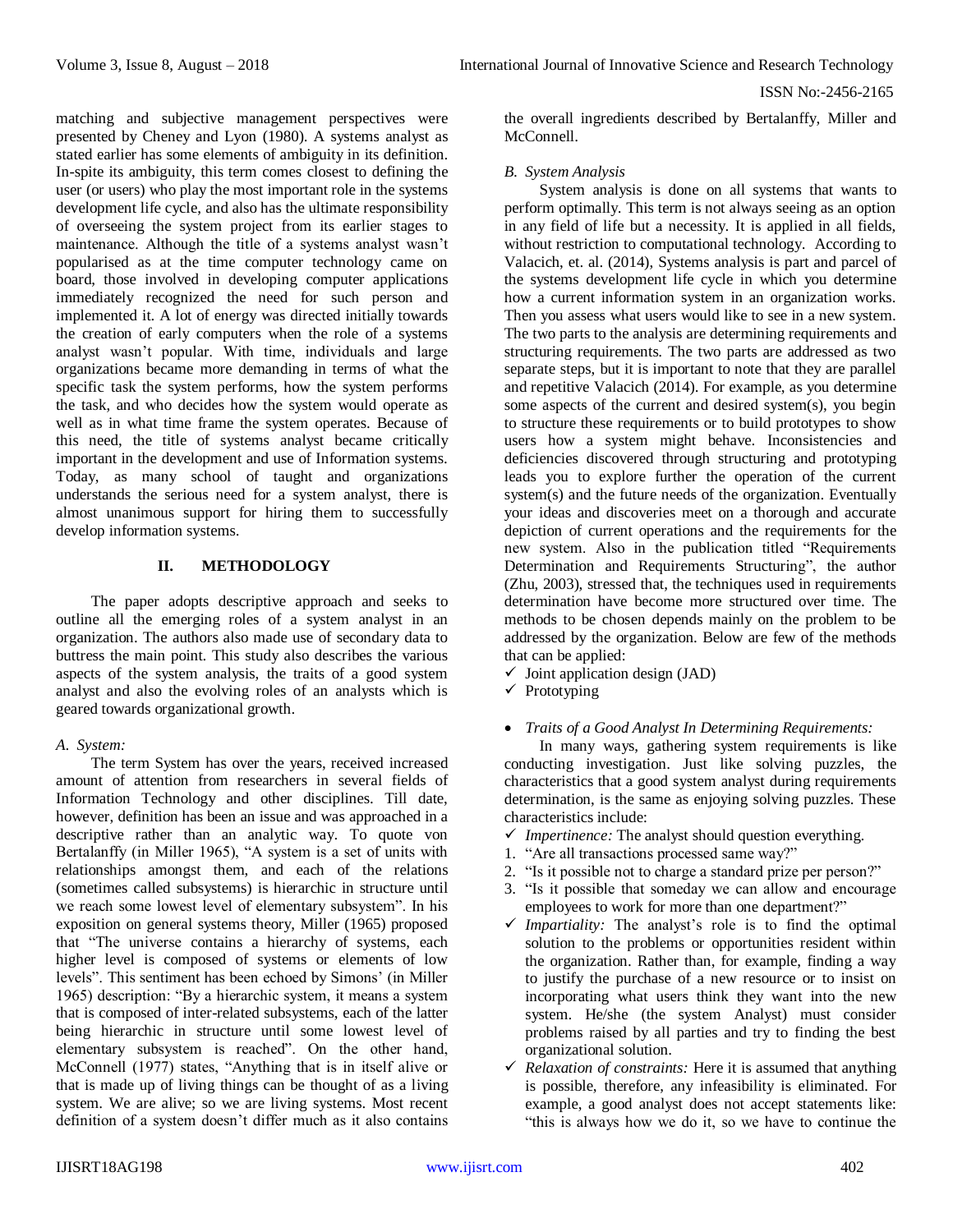matching and subjective management perspectives were presented by Cheney and Lyon (1980). A systems analyst as stated earlier has some elements of ambiguity in its definition. In-spite its ambiguity, this term comes closest to defining the user (or users) who play the most important role in the systems development life cycle, and also has the ultimate responsibility of overseeing the system project from its earlier stages to maintenance. Although the title of a systems analyst wasn't popularised as at the time computer technology came on board, those involved in developing computer applications immediately recognized the need for such person and implemented it. A lot of energy was directed initially towards the creation of early computers when the role of a systems analyst wasn't popular. With time, individuals and large organizations became more demanding in terms of what the specific task the system performs, how the system performs the task, and who decides how the system would operate as well as in what time frame the system operates. Because of this need, the title of systems analyst became critically important in the development and use of Information systems. Today, as many school of taught and organizations understands the serious need for a system analyst, there is almost unanimous support for hiring them to successfully develop information systems.

## II. METHODOLOGY

The paper adopts descriptive approach and seeks to outline all the emerging roles of a system analyst in an organization. The authors also made use of secondary data to buttress the main point. This study also describes the various aspects of the system analysis, the traits of a good system analyst and also the evolving roles of an analysts which is geared towards organizational growth.

### *A. System:*

The term System has over the years, received increased amount of attention from researchers in several fields of Information Technology and other disciplines. Till date, however, definition has been an issue and was approached in a descriptive rather than an analytic way. To quote von Bertalanffy (in Miller 1965), "A system is a set of units with relationships amongst them, and each of the relations (sometimes called subsystems) is hierarchic in structure until we reach some lowest level of elementary subsystem". In his exposition on general systems theory, Miller (1965) proposed that "The universe contains a hierarchy of systems, each higher level is composed of systems or elements of low levels". This sentiment has been echoed by Simons' (in Miller 1965) description: "By a hierarchic system, it means a system that is composed of inter-related subsystems, each of the latter being hierarchic in structure until some lowest level of elementary subsystem is reached". On the other hand, McConnell (1977) states, "Anything that is in itself alive or that is made up of living things can be thought of as a living system. We are alive; so we are living systems. Most recent definition of a system doesn't differ much as it also contains the overall ingredients described by Bertalanffy, Miller and McConnell.

### *B. System Analysis*

System analysis is done on all systems that wants to perform optimally. This term is not always seeing as an option in any field of life but a necessity. It is applied in all fields, without restriction to computational technology. According to Valacich, et. al. (2014), Systems analysis is part and parcel of the systems development life cycle in which you determine how a current information system in an organization works. Then you assess what users would like to see in a new system. The two parts to the analysis are determining requirements and structuring requirements. The two parts are addressed as two separate steps, but it is important to note that they are parallel and repetitive Valacich (2014). For example, as you determine some aspects of the current and desired system(s), you begin to structure these requirements or to build prototypes to show users how a system might behave. Inconsistencies and deficiencies discovered through structuring and prototyping leads you to explore further the operation of the current system(s) and the future needs of the organization. Eventually your ideas and discoveries meet on a thorough and accurate depiction of current operations and the requirements for the new system. Also in the publication titled "Requirements Determination and Requirements Structuring", the author (Zhu, 2003), stressed that, the techniques used in requirements determination have become more structured over time. The methods to be chosen depends mainly on the problem to be addressed by the organization. Below are few of the methods that can be applied:

- ✓ Joint application design (JAD)
- ✓ Prototyping

- *Traits of a Good Analyst In Determining Requirements:*

In many ways, gathering system requirements is like conducting investigation. Just like solving puzzles, the characteristics that a good system analyst during requirements determination, is the same as enjoying solving puzzles. These characteristics include:

- ✓ *Impertinence:* The analyst should question everything.

1. "Are all transactions processed same way?"
2. "Is it possible not to charge a standard prize per person?"
3. "Is it possible that someday we can allow and encourage employees to work for more than one department?"

- ✓ *Impartiality:* The analyst's role is to find the optimal solution to the problems or opportunities resident within the organization. Rather than, for example, finding a way to justify the purchase of a new resource or to insist on incorporating what users think they want into the new system. He/she (the system Analyst) must consider problems raised by all parties and try to finding the best organizational solution.
- ✓ *Relaxation of constraints:* Here it is assumed that anything is possible, therefore, any infeasibility is eliminated. For example, a good analyst does not accept statements like: "this is always how we do it, so we have to continue the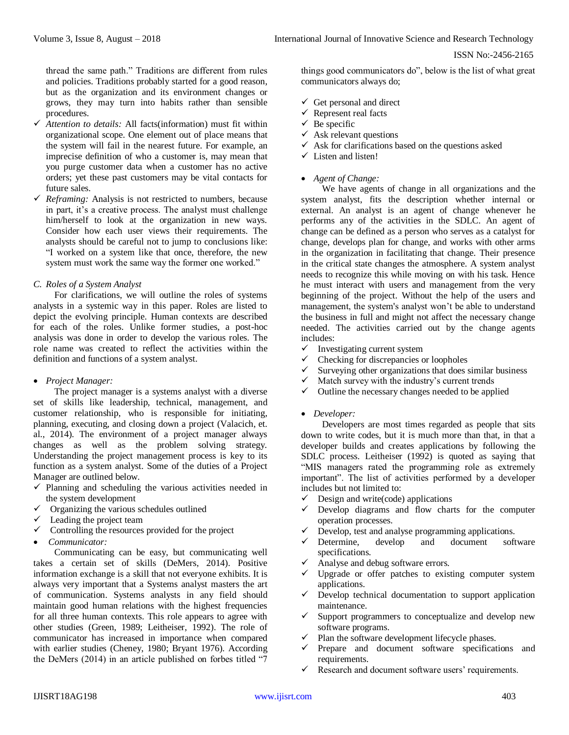thread the same path." Traditions are different from rules and policies. Traditions probably started for a good reason, but as the organization and its environment changes or grows, they may turn into habits rather than sensible procedures.

- ✓ *Attention to details:* All facts(information) must fit within organizational scope. One element out of place means that the system will fail in the nearest future. For example, an imprecise definition of who a customer is, may mean that you purge customer data when a customer has no active orders; yet these past customers may be vital contacts for future sales.
- ✓ *Reframing:* Analysis is not restricted to numbers, because in part, it's a creative process. The analyst must challenge him/herself to look at the organization in new ways. Consider how each user views their requirements. The analysts should be careful not to jump to conclusions like: "I worked on a system like that once, therefore, the new system must work the same way the former one worked."

### C. Roles of a System Analyst

For clarifications, we will outline the roles of systems analysts in a systemic way in this paper. Roles are listed to depict the evolving principle. Human contexts are described for each of the roles. Unlike former studies, a post-hoc analysis was done in order to develop the various roles. The role name was created to reflect the activities within the definition and functions of a system analyst.

- *Project Manager:*

The project manager is a systems analyst with a diverse set of skills like leadership, technical, management, and customer relationship, who is responsible for initiating, planning, executing, and closing down a project (Valacich, et. al., 2014). The environment of a project manager always changes as well as the problem solving strategy. Understanding the project management process is key to its function as a system analyst. Some of the duties of a Project Manager are outlined below.

- ✓ Planning and scheduling the various activities needed in the system development
- ✓ Organizing the various schedules outlined
- ✓ Leading the project team
- ✓ Controlling the resources provided for the project

- *Communicator:*

Communicating can be easy, but communicating well takes a certain set of skills (DeMers, 2014). Positive information exchange is a skill that not everyone exhibits. It is always very important that a Systems analyst masters the art of communication. Systems analysts in any field should maintain good human relations with the highest frequencies for all three human contexts. This role appears to agree with other studies (Green, 1989; Leitheiser, 1992). The role of communicator has increased in importance when compared with earlier studies (Cheney, 1980; Bryant 1976). According the DeMers (2014) in an article published on forbes titled "7 things good communicators do", below is the list of what great communicators always do;

- ✓ Get personal and direct
- ✓ Represent real facts
- ✓ Be specific
- ✓ Ask relevant questions
- ✓ Ask for clarifications based on the questions asked
- ✓ Listen and listen!

- *Agent of Change:*

We have agents of change in all organizations and the system analyst, fits the description whether internal or external. An analyst is an agent of change whenever he performs any of the activities in the SDLC. An agent of change can be defined as a person who serves as a catalyst for change, develops plan for change, and works with other arms in the organization in facilitating that change. Their presence in the critical state changes the atmosphere. A system analyst needs to recognize this while moving on with his task. Hence he must interact with users and management from the very beginning of the project. Without the help of the users and management, the system's analyst won't be able to understand the business in full and might not affect the necessary change needed. The activities carried out by the change agents includes:

- ✓ Investigating current system
- ✓ Checking for discrepancies or loopholes
- ✓ Surveying other organizations that does similar business
- ✓ Match survey with the industry's current trends
- ✓ Outline the necessary changes needed to be applied

- *Developer:*

Developers are most times regarded as people that sits down to write codes, but it is much more than that, in that a developer builds and creates applications by following the SDLC process. Leitheiser (1992) is quoted as saying that "MIS managers rated the programming role as extremely important". The list of activities performed by a developer includes but not limited to:

- ✓ Design and write(code) applications
- ✓ Develop diagrams and flow charts for the computer operation processes.
- ✓ Develop, test and analyse programming applications.
- ✓ Determine, develop and document software specifications.
- ✓ Analyse and debug software errors.
- ✓ Upgrade or offer patches to existing computer system applications.
- ✓ Develop technical documentation to support application maintenance.
- ✓ Support programmers to conceptualize and develop new software programs.
- ✓ Plan the software development lifecycle phases.
- ✓ Prepare and document software specifications and requirements.
- ✓ Research and document software users' requirements.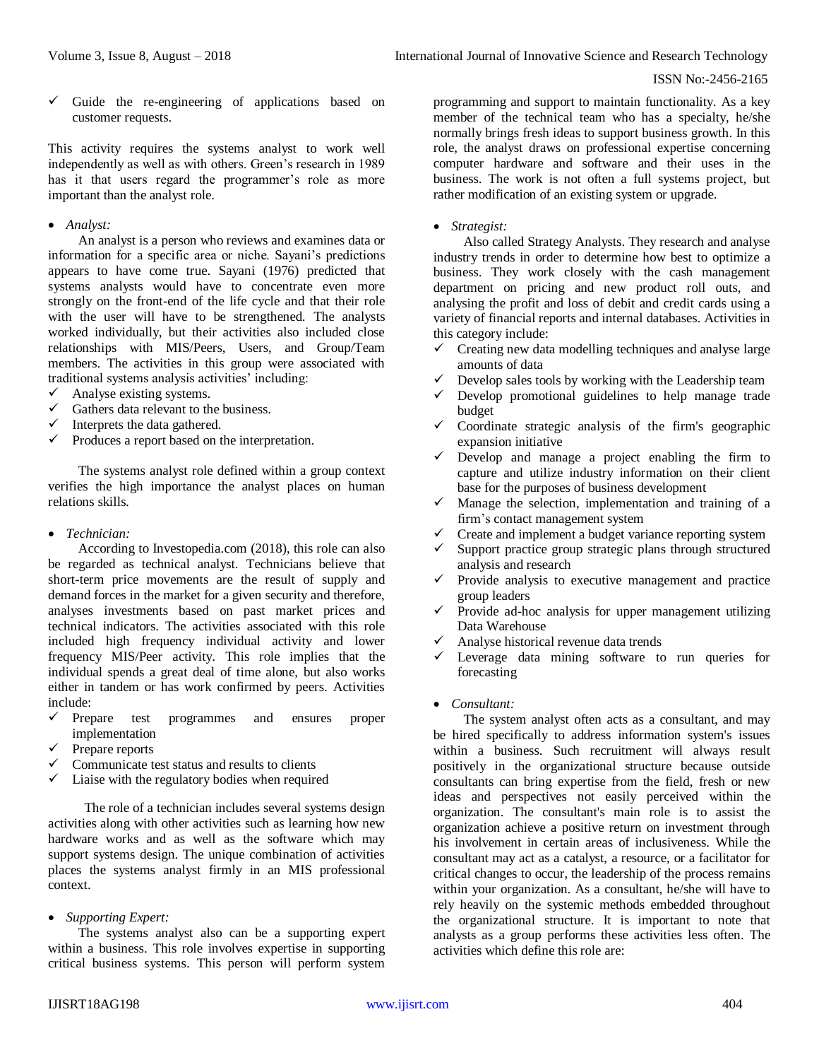- ✓ Guide the re-engineering of applications based on customer requests.

This activity requires the systems analyst to work well independently as well as with others. Green's research in 1989 has it that users regard the programmer's role as more important than the analyst role.

- *Analyst:*

An analyst is a person who reviews and examines data or information for a specific area or niche. Sayani's predictions appears to have come true. Sayani (1976) predicted that systems analysts would have to concentrate even more strongly on the front-end of the life cycle and that their role with the user will have to be strengthened. The analysts worked individually, but their activities also included close relationships with MIS/Peers, Users, and Group/Team members. The activities in this group were associated with traditional systems analysis activities' including:

- ✓ Analyse existing systems.
- ✓ Gathers data relevant to the business.
- ✓ Interprets the data gathered.
- ✓ Produces a report based on the interpretation.

The systems analyst role defined within a group context verifies the high importance the analyst places on human relations skills.

- *Technician:*

According to Investopedia.com (2018), this role can also be regarded as technical analyst. Technicians believe that short-term price movements are the result of supply and demand forces in the market for a given security and therefore, analyses investments based on past market prices and technical indicators. The activities associated with this role included high frequency individual activity and lower frequency MIS/Peer activity. This role implies that the individual spends a great deal of time alone, but also works either in tandem or has work confirmed by peers. Activities include:

- ✓ Prepare test programmes and ensures proper implementation
- ✓ Prepare reports
- ✓ Communicate test status and results to clients
- ✓ Liaise with the regulatory bodies when required

The role of a technician includes several systems design activities along with other activities such as learning how new hardware works and as well as the software which may support systems design. The unique combination of activities places the systems analyst firmly in an MIS professional context.

- *Supporting Expert:*

The systems analyst also can be a supporting expert within a business. This role involves expertise in supporting critical business systems. This person will perform system programming and support to maintain functionality. As a key member of the technical team who has a specialty, he/she normally brings fresh ideas to support business growth. In this role, the analyst draws on professional expertise concerning computer hardware and software and their uses in the business. The work is not often a full systems project, but rather modification of an existing system or upgrade.

- *Strategist:*

Also called Strategy Analysts. They research and analyse industry trends in order to determine how best to optimize a business. They work closely with the cash management department on pricing and new product roll outs, and analysing the profit and loss of debit and credit cards using a variety of financial reports and internal databases. Activities in this category include:

- ✓ Creating new data modelling techniques and analyse large amounts of data
- ✓ Develop sales tools by working with the Leadership team
- ✓ Develop promotional guidelines to help manage trade budget
- ✓ Coordinate strategic analysis of the firm's geographic expansion initiative
- ✓ Develop and manage a project enabling the firm to capture and utilize industry information on their client base for the purposes of business development
- ✓ Manage the selection, implementation and training of a firm's contact management system
- ✓ Create and implement a budget variance reporting system
- ✓ Support practice group strategic plans through structured analysis and research
- ✓ Provide analysis to executive management and practice group leaders
- ✓ Provide ad-hoc analysis for upper management utilizing Data Warehouse
- ✓ Analyse historical revenue data trends
- ✓ Leverage data mining software to run queries for forecasting

- *Consultant:*

The system analyst often acts as a consultant, and may be hired specifically to address information system's issues within a business. Such recruitment will always result positively in the organizational structure because outside consultants can bring expertise from the field, fresh or new ideas and perspectives not easily perceived within the organization. The consultant's main role is to assist the organization achieve a positive return on investment through his involvement in certain areas of inclusiveness. While the consultant may act as a catalyst, a resource, or a facilitator for critical changes to occur, the leadership of the process remains within your organization. As a consultant, he/she will have to rely heavily on the systemic methods embedded throughout the organizational structure. It is important to note that analysts as a group performs these activities less often. The activities which define this role are: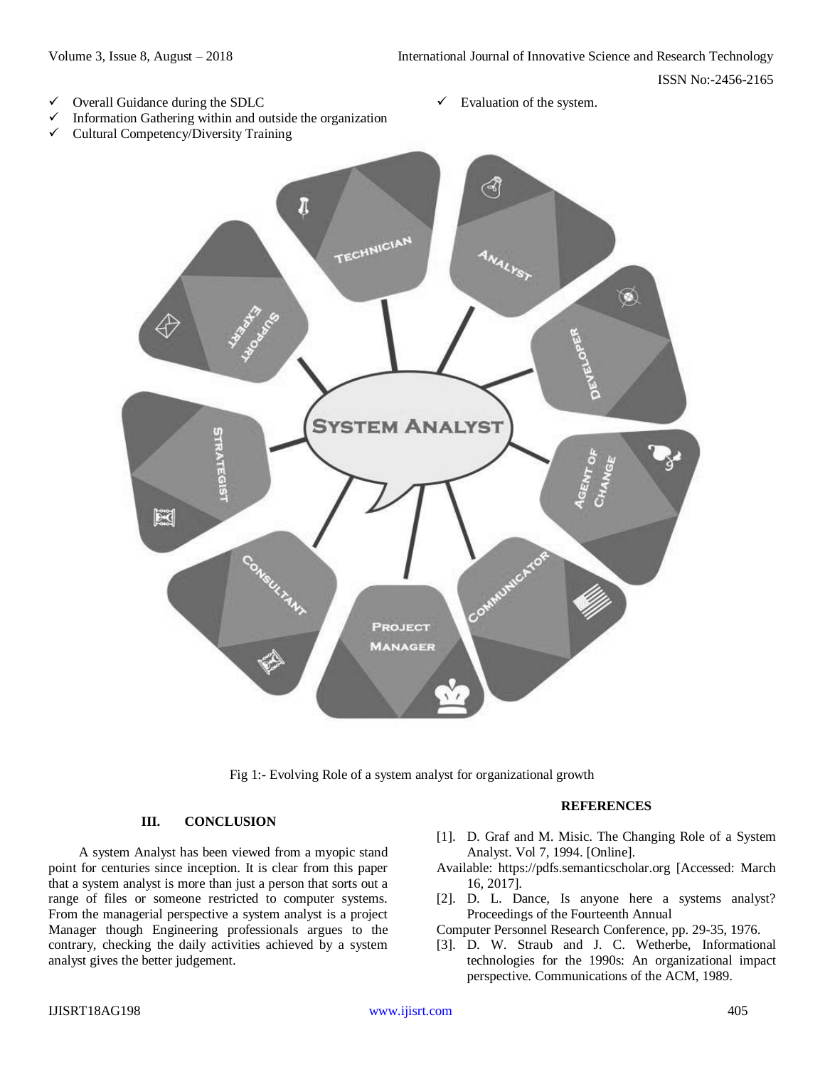- ✓ Overall Guidance during the SDLC
- ✓ Information Gathering within and outside the organization
- ✓ Cultural Competency/Diversity Training
- ✓ Evaluation of the system.

Fig 1:- Evolving Role of a system analyst for organizational growth

## III. CONCLUSION

A system Analyst has been viewed from a myopic stand point for centuries since inception. It is clear from this paper that a system analyst is more than just a person that sorts out a range of files or someone restricted to computer systems. From the managerial perspective a system analyst is a project Manager though Engineering professionals argues to the contrary, checking the daily activities achieved by a system analyst gives the better judgement.

## REFERENCES

[1]. D. Graf and M. Misic. The Changing Role of a System Analyst. Vol 7, 1994. [Online].
Available: https://pdfs.semanticscholar.org [Accessed: March 16, 2017].

[2]. D. L. Dance, Is anyone here a systems analyst? Proceedings of the Fourteenth Annual
Computer Personnel Research Conference, pp. 29-35, 1976.

[3]. D. W. Straub and J. C. Wetherbe, Informational technologies for the 1990s: An organizational impact perspective. Communications of the ACM, 1989.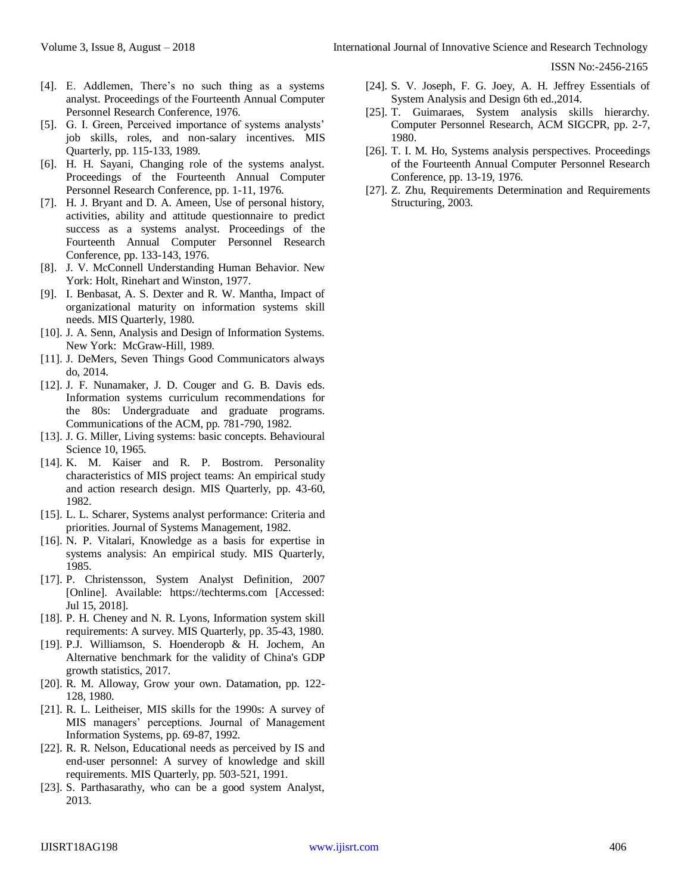[4]. E. Addlemen, There's no such thing as a systems analyst. Proceedings of the Fourteenth Annual Computer Personnel Research Conference, 1976.

[5]. G. I. Green, Perceived importance of systems analysts' job skills, roles, and non-salary incentives. MIS Quarterly, pp. 115-133, 1989.

[6]. H. H. Sayani, Changing role of the systems analyst. Proceedings of the Fourteenth Annual Computer Personnel Research Conference, pp. 1-11, 1976.

[7]. H. J. Bryant and D. A. Ameen, Use of personal history, activities, ability and attitude questionnaire to predict success as a systems analyst. Proceedings of the Fourteenth Annual Computer Personnel Research Conference, pp. 133-143, 1976.

[8]. J. V. McConnell Understanding Human Behavior. New York: Holt, Rinehart and Winston, 1977.

[9]. I. Benbasat, A. S. Dexter and R. W. Mantha, Impact of organizational maturity on information systems skill needs. MIS Quarterly, 1980.

[10]. J. A. Senn, Analysis and Design of Information Systems. New York: McGraw-Hill, 1989.

[11]. J. DeMers, Seven Things Good Communicators always do, 2014.

[12]. J. F. Nunamaker, J. D. Couger and G. B. Davis eds. Information systems curriculum recommendations for the 80s: Undergraduate and graduate programs. Communications of the ACM, pp. 781-790, 1982.

[13]. J. G. Miller, Living systems: basic concepts. Behavioural Science 10, 1965.

[14]. K. M. Kaiser and R. P. Bostrom. Personality characteristics of MIS project teams: An empirical study and action research design. MIS Quarterly, pp. 43-60, 1982.

[15]. L. L. Scharer, Systems analyst performance: Criteria and priorities. Journal of Systems Management, 1982.

[16]. N. P. Vitalari, Knowledge as a basis for expertise in systems analysis: An empirical study. MIS Quarterly, 1985.

[17]. P. Christensson, System Analyst Definition, 2007 [Online]. Available: https://techterms.com [Accessed: Jul 15, 2018].

[18]. P. H. Cheney and N. R. Lyons, Information system skill requirements: A survey. MIS Quarterly, pp. 35-43, 1980.

[19]. P.J. Williamson, S. Hoenderopb & H. Jochem, An Alternative benchmark for the validity of China's GDP growth statistics, 2017.

[20]. R. M. Alloway, Grow your own. Datamation, pp. 122-128, 1980.

[21]. R. L. Leitheiser, MIS skills for the 1990s: A survey of MIS managers' perceptions. Journal of Management Information Systems, pp. 69-87, 1992.

[22]. R. R. Nelson, Educational needs as perceived by IS and end-user personnel: A survey of knowledge and skill requirements. MIS Quarterly, pp. 503-521, 1991.

[23]. S. Parthasarathy, who can be a good system Analyst, 2013.

[24]. S. V. Joseph, F. G. Joey, A. H. Jeffrey Essentials of System Analysis and Design 6th ed.,2014.

[25]. T. Guimaraes, System analysis skills hierarchy. Computer Personnel Research, ACM SIGCPR, pp. 2-7, 1980.

[26]. T. I. M. Ho, Systems analysis perspectives. Proceedings of the Fourteenth Annual Computer Personnel Research Conference, pp. 13-19, 1976.

[27]. Z. Zhu, Requirements Determination and Requirements Structuring, 2003.